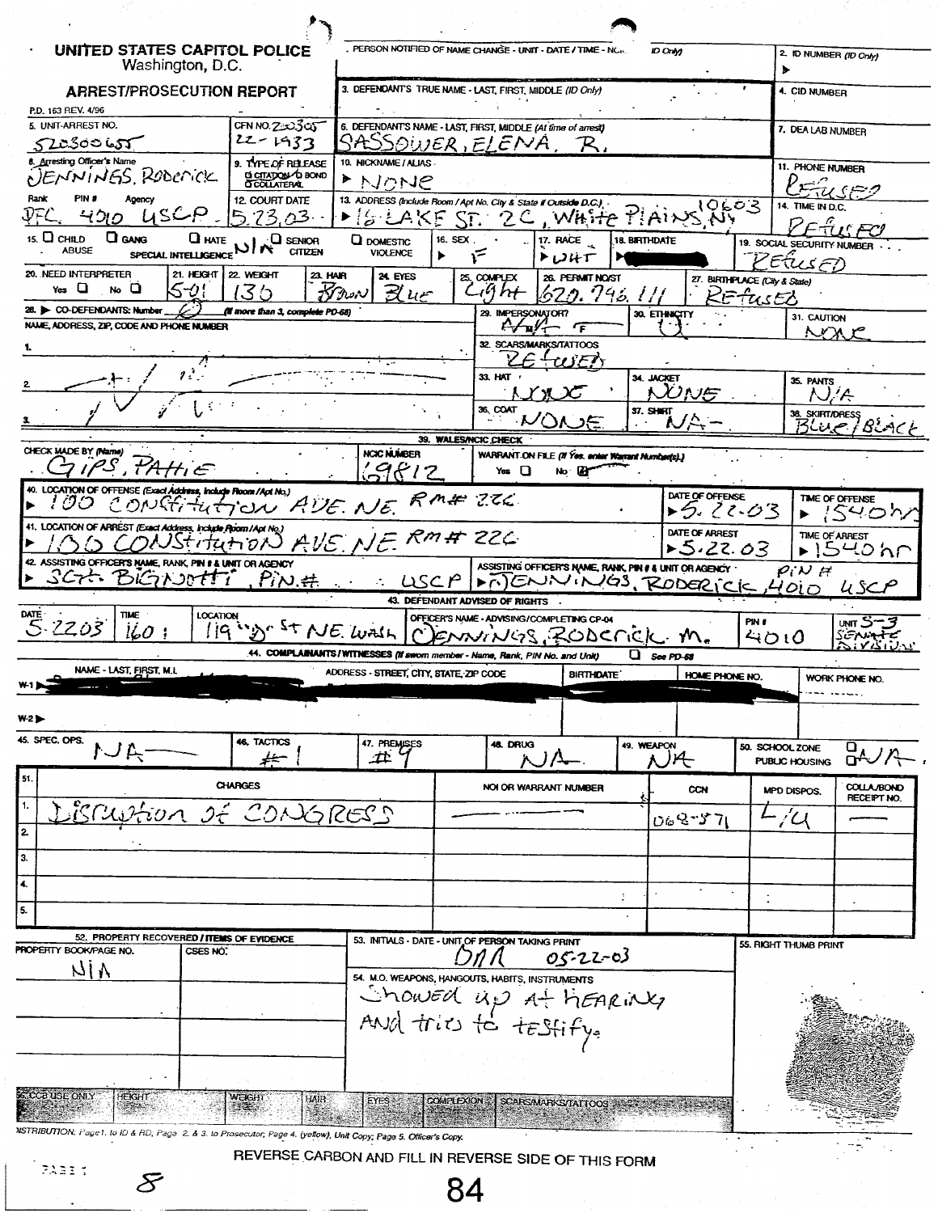# UNITED STATES CAPITOL POLICE
Washington, D.C.

## ARREST/PROSECUTION REPORT

P.D. 163 REV. 4/96

| Field | Value |
|---|---|
| PERSON NOTIFIED OF NAME CHANGE - UNIT - DATE / TIME - NC... (ID Only) | |
| 2. ID NUMBER (ID Only) | |
| 3. DEFENDANT'S TRUE NAME - LAST, FIRST, MIDDLE (ID Only) | |
| 4. CID NUMBER | |
| 5. UNIT-ARREST NO. | 520300655 |
| CFN NO. | Z20305 22-1933 |
| 6. DEFENDANT'S NAME - LAST, FIRST, MIDDLE (At time of arrest) | SASSOWER, ELENA R. |
| 7. DEA LAB NUMBER | |
| 8. Arresting Officer's Name | JENNINGS, RODERICK |
| 9. TYPE OF RELEASE (CITATION / BOND / COLLATERAL) | CITATION |
| 10. NICKNAME / ALIAS | NONE |
| 11. PHONE NUMBER | REFUSED |
| Rank / PIN # / Agency | PFC. 4010 USCP |
| 12. COURT DATE | 5.23.03 |
| 13. ADDRESS | 16 LAKE ST. 2C, White Plains, NY 10603 |
| 14. TIME IN D.C. | REFUSED |
| 15. CHILD ABUSE / GANG / HATE / SPECIAL INTELLIGENCE / SENIOR CITIZEN / DOMESTIC VIOLENCE | N/A |
| 16. SEX | F |
| 17. RACE | WHT |
| 18. BIRTHDATE | [redacted] |
| 19. SOCIAL SECURITY NUMBER | REFUSED |
| 20. NEED INTERPRETER (Yes / No) | |
| 21. HEIGHT | 5-01 |
| 22. WEIGHT | 135 |
| 23. HAIR | Brown |
| 24. EYES | Blue |
| 25. COMPLEX | Light |
| 26. PERMIT NO/ST | 620.746.111 |
| 27. BIRTHPLACE (City & State) | REFUSED |
| 28. CO-DEFENDANTS: Number | 0 |
| 29. IMPERSONATOR? | N/A |
| 30. ETHNICITY | U |
| 31. CAUTION | NONE |
| 32. SCARS/MARKS/TATTOOS | REFUSED |
| 33. HAT | NONE |
| 34. JACKET | NONE |
| 35. PANTS | N/A |
| 36. COAT | NONE |
| 37. SHIRT | NA |
| 38. SKIRT/DRESS | Blue/BLACK |

NAME, ADDRESS, ZIP, CODE AND PHONE NUMBER (co-defendants): 1. N/A 2. 3.

### 39. WALES/NCIC CHECK

| CHECK MADE BY (Name) | NCIC NUMBER | WARRANT ON FILE (If Yes, enter Warrant Number(s)) |
|---|---|---|
| GIPS, PATTIE | 19812 | No |

| Field | Value |
|---|---|
| 40. LOCATION OF OFFENSE | 100 Constitution AVE. NE. RM# 226 |
| DATE OF OFFENSE | 5.22.03 |
| TIME OF OFFENSE | 1540hr |
| 41. LOCATION OF ARREST | 100 Constitution AVE. NE. RM# 226 |
| DATE OF ARREST | 5.22.03 |
| TIME OF ARREST | 1540hr |
| 42. ASSISTING OFFICER'S NAME, RANK, PIN # & UNIT OR AGENCY | SGT. BIGNOTTI, PIN#. USCP |
| ASSISTING OFFICER'S NAME, RANK, PIN # & UNIT OR AGENCY | JENNINGS, RODERICK, PIN # 4010 USCP |

### 43. DEFENDANT ADVISED OF RIGHTS

| DATE | TIME | LOCATION | OFFICER'S NAME - ADVISING/COMPLETING CP-04 | PIN # | UNIT |
|---|---|---|---|---|---|
| 5.22.03 | 1601 | 119 "D" St NE. Wash | JENNINGS, RODERICK M. | 4010 | S-3 SENATE DIVISION |

### 44. COMPLAINANTS / WITNESSES (If sworn member - Name, Rank, PIN No. and Unit) ☐ See PD-68

| | NAME - LAST, FIRST, M.I. | ADDRESS - STREET, CITY, STATE, ZIP CODE | BIRTHDATE | HOME PHONE NO. | WORK PHONE NO. |
|---|---|---|---|---|---|
| W-1 | [redacted] | [redacted] | [redacted] | [redacted] | |
| W-2 | | | | | |

| 45. SPEC. OPS. | 46. TACTICS | 47. PREMISES | 48. DRUG | 49. WEAPON | 50. SCHOOL ZONE / PUBLIC HOUSING |
|---|---|---|---|---|---|
| NA | #1 | #9 | NA | NA | N/A |

### 51. CHARGES

| | CHARGES | NOI OR WARRANT NUMBER | CCN | MPD DISPOS. | COLLA/BOND RECEIPT NO. |
|---|---|---|---|---|---|
| 1. | Disruption of CONGRESS | — | 068-371 | L/U | — |
| 2. | | | | | |
| 3. | | | | | |
| 4. | | | | | |
| 5. | | | | | |

| 52. PROPERTY RECOVERED / ITEMS OF EVIDENCE — PROPERTY BOOK/PAGE NO. | CSES NO. |
|---|---|
| N/A | |

53. INITIALS - DATE - UNIT OF PERSON TAKING PRINT: DMR 05-22-03

54. M.O. WEAPONS, HANGOUTS, HABITS, INSTRUMENTS: Showed up at hearing and tries to testify.

55. RIGHT THUMB PRINT

CCB USE ONLY: HEIGHT | WEIGHT | HAIR | EYES | COMPLEXION | SCARS/MARKS/TATTOOS

DISTRIBUTION: Page 1. to ID & RD; Page 2. & 3. to Prosecutor; Page 4. (yellow), Unit Copy; Page 5. Officer's Copy.

REVERSE CARBON AND FILL IN REVERSE SIDE OF THIS FORM

8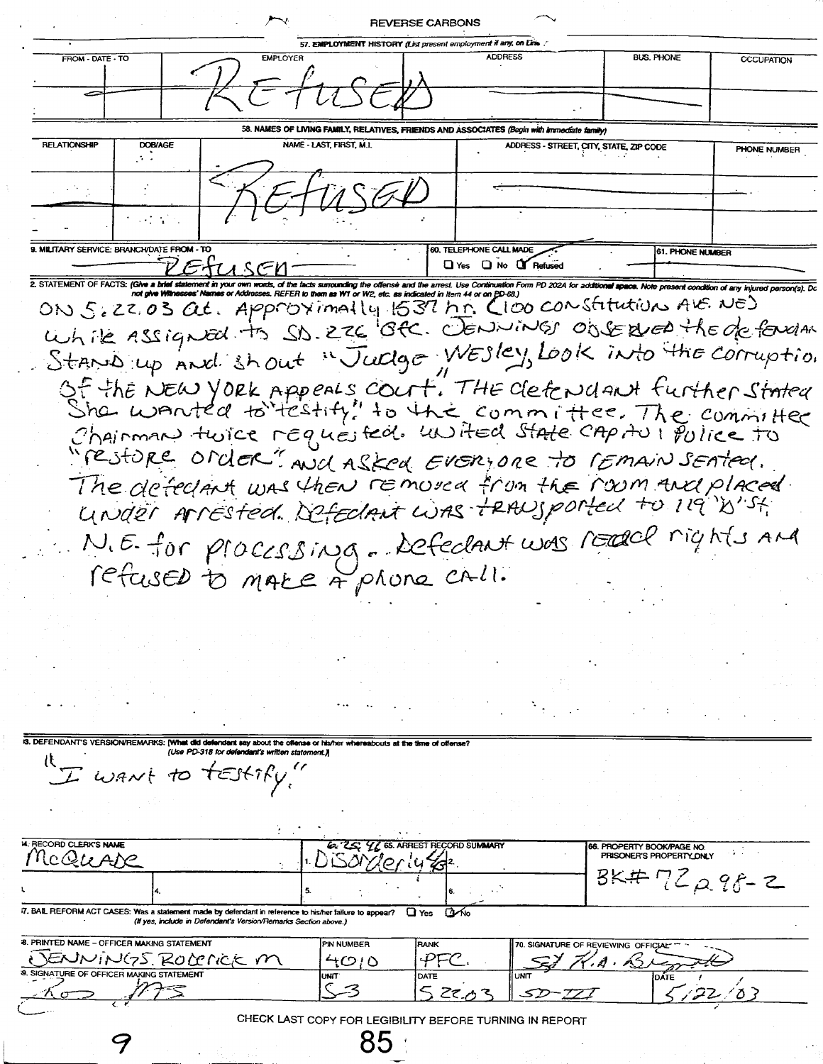REVERSE CARBONS

57. EMPLOYMENT HISTORY (List present employment if any, on Line)

| FROM - DATE - TO | | EMPLOYER | ADDRESS | BUS. PHONE | OCCUPATION |
|---|---|---|---|---|---|
| | | REFUSED | | | |

58. NAMES OF LIVING FAMILY, RELATIVES, FRIENDS AND ASSOCIATES (Begin with immediate family)

| RELATIONSHIP | DOB/AGE | NAME - LAST, FIRST, M.I. | ADDRESS - STREET, CITY, STATE, ZIP CODE | PHONE NUMBER |
|---|---|---|---|---|
| | | REFUSED | | |

59. MILITARY SERVICE: BRANCH/DATE FROM - TO: REFUSED

60. TELEPHONE CALL MADE ☐ Yes ☐ No ☑ Refused

61. PHONE NUMBER

62. STATEMENT OF FACTS: (Give a brief statement in your own words, of the facts surrounding the offense and the arrest. Use Continuation Form PD 202A for additional space. Note present condition of any injured person(s). Do not give Witnesses' Names or Addresses. REFER to them as W1 or W2, etc. as indicated in Item 44 or on PD-68.)

ON 5.22.03 at. Approximatly 1537 hr. (100 Consititution Ave. NE) while assigned to SD.226 Ofc. Jennings observed the defendant Stand up and shout "Judge Wesley, Look into the corruption of the New York Appeals Court." The defendant further stated She wanted to "testify" to the committee. The committee Chairman twice requested. United State Capitol Police to "restore order". and asked everyone to remain seated. The defedant was then removed from the room and placed under arrested. Defedant was transported to 119 "D" St. N.E. for processing. Defedant was readd rights and refused to make a phone call.

63. DEFENDANT'S VERSION/REMARKS: (What did defendant say about the offense or his/her whereabouts at the time of offense? (Use PD-318 for defendant's written statement.))

"I want to testify."

64. RECORD CLERK'S NAME: McQuade

65. ARREST RECORD SUMMARY: 6-25-46 1. Disorderly 4/3

66. PROPERTY BOOK/PAGE NO. PRISONER'S PROPERTY ONLY: BK# 72 p.98-2

67. BAIL REFORM ACT CASES: Was a statement made by defendant in reference to his/her failure to appear? ☐ Yes ☑ No (If yes, include in Defendant's Version/Remarks Section above.)

| 68. PRINTED NAME - OFFICER MAKING STATEMENT | PIN NUMBER | RANK | 70. SIGNATURE OF REVIEWING OFFICIAL | |
|---|---|---|---|---|
| JENNINGS, RODERICK M | 4010 | PFC. | Sgt R.A. B[signature] | |
| **69. SIGNATURE OF OFFICER MAKING STATEMENT** | **UNIT** | **DATE** | **UNIT** | **DATE** |
| [signature] | S-3 | 5.22.03 | SD-III | 5/22/03 |

CHECK LAST COPY FOR LEGIBILITY BEFORE TURNING IN REPORT